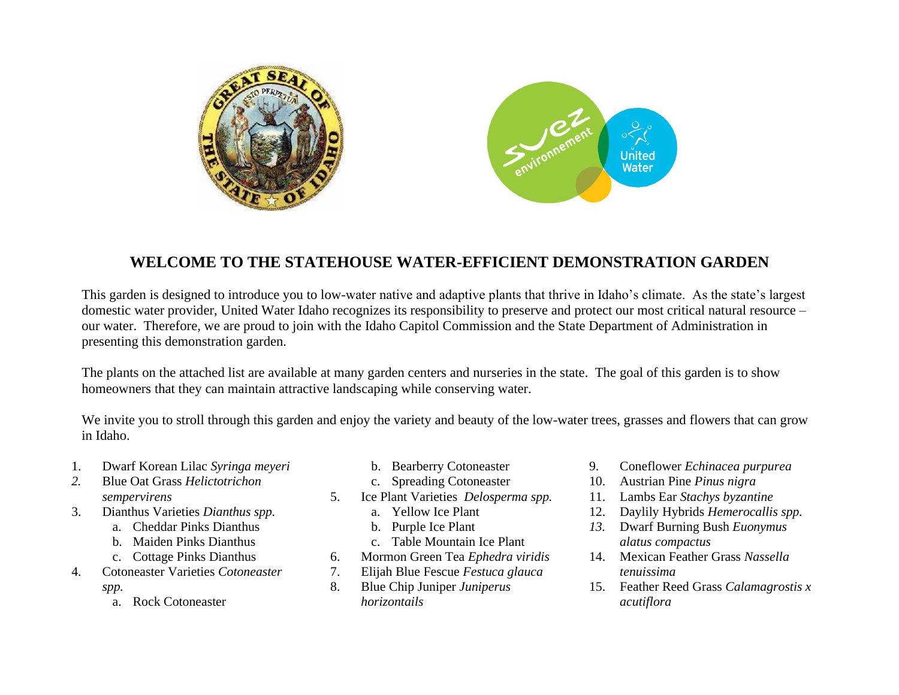# WELCOME TO THE STATEHOUSE WATER-EFFICIENT DEMONSTRATION GARDEN

This garden is designed to introduce you to low-water native and adaptive plants that thrive in Idaho's climate. As the state's largest domestic water provider, United Water Idaho recognizes its responsibility to preserve and protect our most critical natural resource – our water. Therefore, we are proud to join with the Idaho Capitol Commission and the State Department of Administration in presenting this demonstration garden.

The plants on the attached list are available at many garden centers and nurseries in the state. The goal of this garden is to show homeowners that they can maintain attractive landscaping while conserving water.

We invite you to stroll through this garden and enjoy the variety and beauty of the low-water trees, grasses and flowers that can grow in Idaho.

1. Dwarf Korean Lilac *Syringa meyeri*
2. Blue Oat Grass *Helictotrichon sempervirens*
3. Dianthus Varieties *Dianthus spp.*
   a. Cheddar Pinks Dianthus
   b. Maiden Pinks Dianthus
   c. Cottage Pinks Dianthus
4. Cotoneaster Varieties *Cotoneaster spp.*
   a. Rock Cotoneaster
   b. Bearberry Cotoneaster
   c. Spreading Cotoneaster
5. Ice Plant Varieties *Delosperma spp.*
   a. Yellow Ice Plant
   b. Purple Ice Plant
   c. Table Mountain Ice Plant
6. Mormon Green Tea *Ephedra viridis*
7. Elijah Blue Fescue *Festuca glauca*
8. Blue Chip Juniper *Juniperus horizontails*
9. Coneflower *Echinacea purpurea*
10. Austrian Pine *Pinus nigra*
11. Lambs Ear *Stachys byzantine*
12. Daylily Hybrids *Hemerocallis spp.*
13. Dwarf Burning Bush *Euonymus alatus compactus*
14. Mexican Feather Grass *Nassella tenuissima*
15. Feather Reed Grass *Calamagrostis x acutiflora*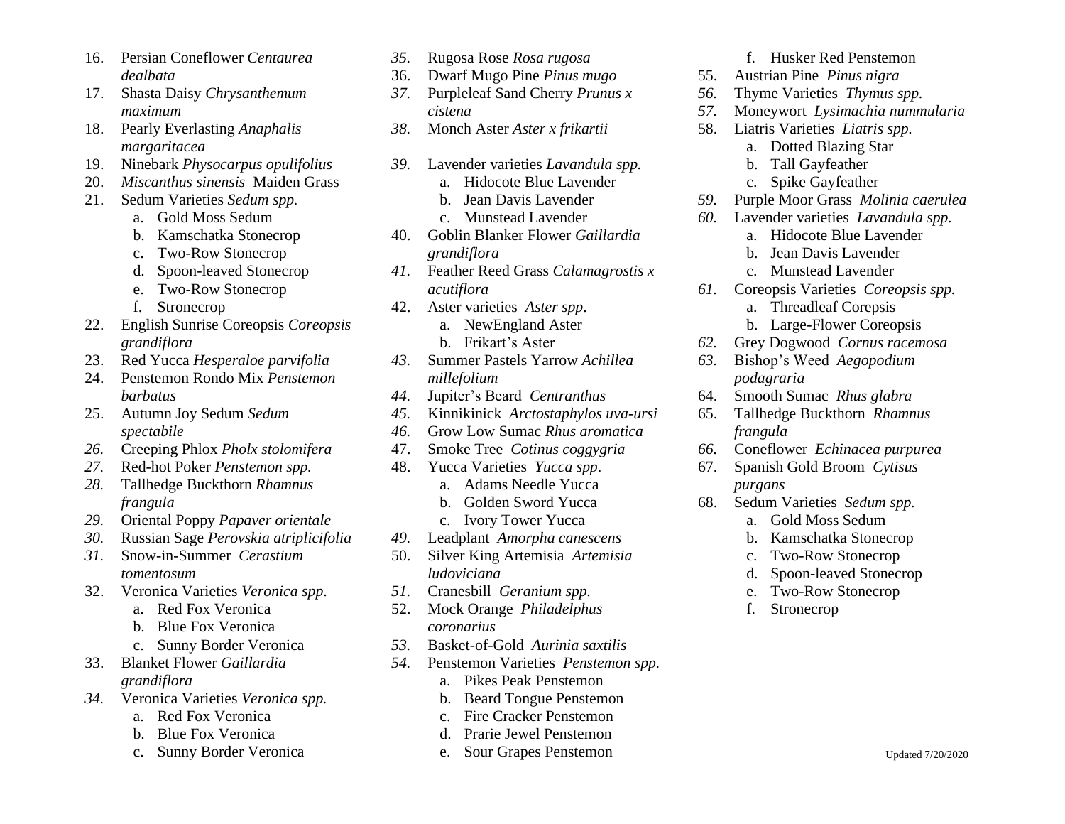16. Persian Coneflower *Centaurea dealbata*
17. Shasta Daisy *Chrysanthemum maximum*
18. Pearly Everlasting *Anaphalis margaritacea*
19. Ninebark *Physocarpus opulifolius*
20. *Miscanthus sinensis* Maiden Grass
21. Sedum Varieties *Sedum spp.*
    a. Gold Moss Sedum
    b. Kamschatka Stonecrop
    c. Two-Row Stonecrop
    d. Spoon-leaved Stonecrop
    e. Two-Row Stonecrop
    f. Stronecrop
22. English Sunrise Coreopsis *Coreopsis grandiflora*
23. Red Yucca *Hesperaloe parvifolia*
24. Penstemon Rondo Mix *Penstemon barbatus*
25. Autumn Joy Sedum *Sedum spectabile*
26. Creeping Phlox *Pholx stolomifera*
27. Red-hot Poker *Penstemon spp.*
28. Tallhedge Buckthorn *Rhamnus frangula*
29. Oriental Poppy *Papaver orientale*
30. Russian Sage *Perovskia atriplicifolia*
31. Snow-in-Summer *Cerastium tomentosum*
32. Veronica Varieties *Veronica spp.*
    a. Red Fox Veronica
    b. Blue Fox Veronica
    c. Sunny Border Veronica
33. Blanket Flower *Gaillardia grandiflora*
34. Veronica Varieties *Veronica spp.*
    a. Red Fox Veronica
    b. Blue Fox Veronica
    c. Sunny Border Veronica
35. Rugosa Rose *Rosa rugosa*
36. Dwarf Mugo Pine *Pinus mugo*
37. Purpleleaf Sand Cherry *Prunus x cistena*
38. Monch Aster *Aster x frikartii*
39. Lavender varieties *Lavandula spp.*
    a. Hidocote Blue Lavender
    b. Jean Davis Lavender
    c. Munstead Lavender
40. Goblin Blanker Flower *Gaillardia grandiflora*
41. Feather Reed Grass *Calamagrostis x acutiflora*
42. Aster varieties *Aster spp*.
    a. NewEngland Aster
    b. Frikart's Aster
43. Summer Pastels Yarrow *Achillea millefolium*
44. Jupiter's Beard *Centranthus*
45. Kinnikinick *Arctostaphylos uva-ursi*
46. Grow Low Sumac *Rhus aromatica*
47. Smoke Tree *Cotinus coggygria*
48. Yucca Varieties *Yucca spp*.
    a. Adams Needle Yucca
    b. Golden Sword Yucca
    c. Ivory Tower Yucca
49. Leadplant *Amorpha canescens*
50. Silver King Artemisia *Artemisia ludoviciana*
51. Cranesbill *Geranium spp.*
52. Mock Orange *Philadelphus coronarius*
53. Basket-of-Gold *Aurinia saxtilis*
54. Penstemon Varieties *Penstemon spp.*
    a. Pikes Peak Penstemon
    b. Beard Tongue Penstemon
    c. Fire Cracker Penstemon
    d. Prarie Jewel Penstemon
    e. Sour Grapes Penstemon
    f. Husker Red Penstemon
55. Austrian Pine *Pinus nigra*
56. Thyme Varieties *Thymus spp.*
57. Moneywort *Lysimachia nummularia*
58. Liatris Varieties *Liatris spp.*
    a. Dotted Blazing Star
    b. Tall Gayfeather
    c. Spike Gayfeather
59. Purple Moor Grass *Molinia caerulea*
60. Lavender varieties *Lavandula spp.*
    a. Hidocote Blue Lavender
    b. Jean Davis Lavender
    c. Munstead Lavender
61. Coreopsis Varieties *Coreopsis spp.*
    a. Threadleaf Corepsis
    b. Large-Flower Coreopsis
62. Grey Dogwood *Cornus racemosa*
63. Bishop's Weed *Aegopodium podagraria*
64. Smooth Sumac *Rhus glabra*
65. Tallhedge Buckthorn *Rhamnus frangula*
66. Coneflower *Echinacea purpurea*
67. Spanish Gold Broom *Cytisus purgans*
68. Sedum Varieties *Sedum spp.*
    a. Gold Moss Sedum
    b. Kamschatka Stonecrop
    c. Two-Row Stonecrop
    d. Spoon-leaved Stonecrop
    e. Two-Row Stonecrop
    f. Stronecrop

Updated 7/20/2020